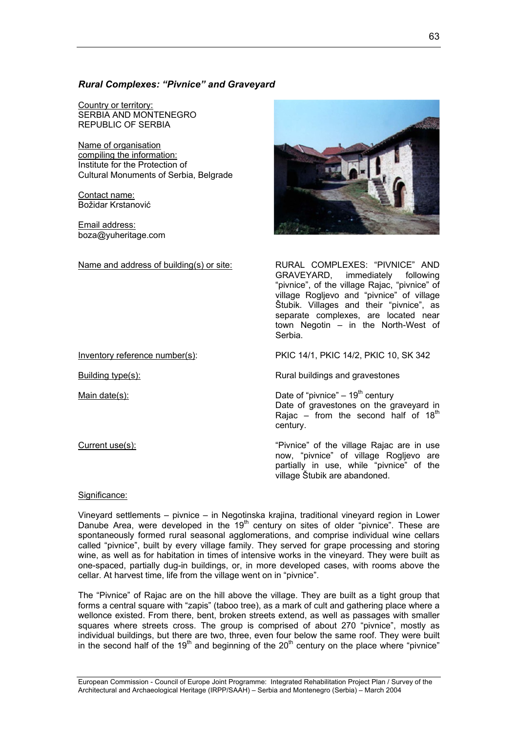### *Rural Complexes: "Pivnice" and Graveyard*

Country or territory:
SERBIA AND MONTENEGRO
REPUBLIC OF SERBIA

Name of organisation compiling the information:
Institute for the Protection of Cultural Monuments of Serbia, Belgrade

Contact name:
Božidar Krstanović

Email address:
boza@yuheritage.com

Name and address of building(s) or site: RURAL COMPLEXES: "PIVNICE" AND GRAVEYARD, immediately following "pivnice", of the village Rajac, "pivnice" of village Rogljevo and "pivnice" of village Štubik. Villages and their "pivnice", as separate complexes, are located near town Negotin – in the North-West of Serbia.

Inventory reference number(s): PKIC 14/1, PKIC 14/2, PKIC 10, SK 342

Building type(s): Rural buildings and gravestones

Main date(s): Date of "pivnice" – 19th century
Date of gravestones on the graveyard in Rajac – from the second half of 18th century.

Current use(s): "Pivnice" of the village Rajac are in use now, "pivnice" of village Rogljevo are partially in use, while "pivnice" of the village Štubik are abandoned.

Significance:

Vineyard settlements – pivnice – in Negotinska krajina, traditional vineyard region in Lower Danube Area, were developed in the 19th century on sites of older "pivnice". These are spontaneously formed rural seasonal agglomerations, and comprise individual wine cellars called "pivnice", built by every village family. They served for grape processing and storing wine, as well as for habitation in times of intensive works in the vineyard. They were built as one-spaced, partially dug-in buildings, or, in more developed cases, with rooms above the cellar. At harvest time, life from the village went on in "pivnice".

The "Pivnice" of Rajac are on the hill above the village. They are built as a tight group that forms a central square with "zapis" (taboo tree), as a mark of cult and gathering place where a wellonce existed. From there, bent, broken streets extend, as well as passages with smaller squares where streets cross. The group is comprised of about 270 "pivnice", mostly as individual buildings, but there are two, three, even four below the same roof. They were built in the second half of the 19th and beginning of the 20th century on the place where "pivnice"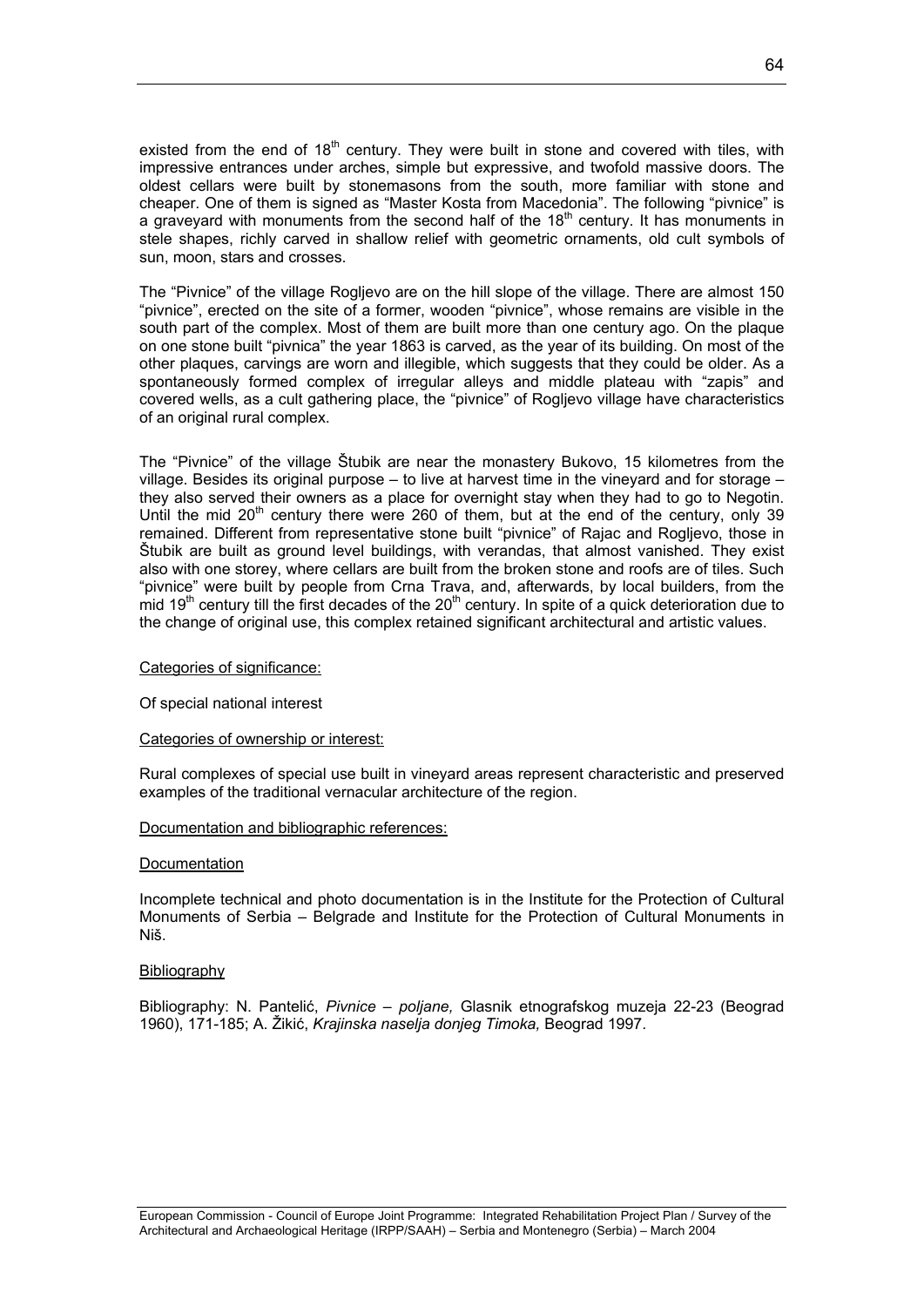existed from the end of 18th century. They were built in stone and covered with tiles, with impressive entrances under arches, simple but expressive, and twofold massive doors. The oldest cellars were built by stonemasons from the south, more familiar with stone and cheaper. One of them is signed as "Master Kosta from Macedonia". The following "pivnice" is a graveyard with monuments from the second half of the 18th century. It has monuments in stele shapes, richly carved in shallow relief with geometric ornaments, old cult symbols of sun, moon, stars and crosses.

The "Pivnice" of the village Rogljevo are on the hill slope of the village. There are almost 150 "pivnice", erected on the site of a former, wooden "pivnice", whose remains are visible in the south part of the complex. Most of them are built more than one century ago. On the plaque on one stone built "pivnica" the year 1863 is carved, as the year of its building. On most of the other plaques, carvings are worn and illegible, which suggests that they could be older. As a spontaneously formed complex of irregular alleys and middle plateau with "zapis" and covered wells, as a cult gathering place, the "pivnice" of Rogljevo village have characteristics of an original rural complex.

The "Pivnice" of the village Štubik are near the monastery Bukovo, 15 kilometres from the village. Besides its original purpose – to live at harvest time in the vineyard and for storage – they also served their owners as a place for overnight stay when they had to go to Negotin. Until the mid 20th century there were 260 of them, but at the end of the century, only 39 remained. Different from representative stone built "pivnice" of Rajac and Rogljevo, those in Štubik are built as ground level buildings, with verandas, that almost vanished. They exist also with one storey, where cellars are built from the broken stone and roofs are of tiles. Such "pivnice" were built by people from Crna Trava, and, afterwards, by local builders, from the mid 19th century till the first decades of the 20th century. In spite of a quick deterioration due to the change of original use, this complex retained significant architectural and artistic values.

Categories of significance:

Of special national interest

Categories of ownership or interest:

Rural complexes of special use built in vineyard areas represent characteristic and preserved examples of the traditional vernacular architecture of the region.

Documentation and bibliographic references:

Documentation

Incomplete technical and photo documentation is in the Institute for the Protection of Cultural Monuments of Serbia – Belgrade and Institute for the Protection of Cultural Monuments in Niš.

Bibliography

Bibliography: N. Pantelić, *Pivnice – poljane,* Glasnik etnografskog muzeja 22-23 (Beograd 1960), 171-185; A. Žikić, *Krajinska naselja donjeg Timoka,* Beograd 1997.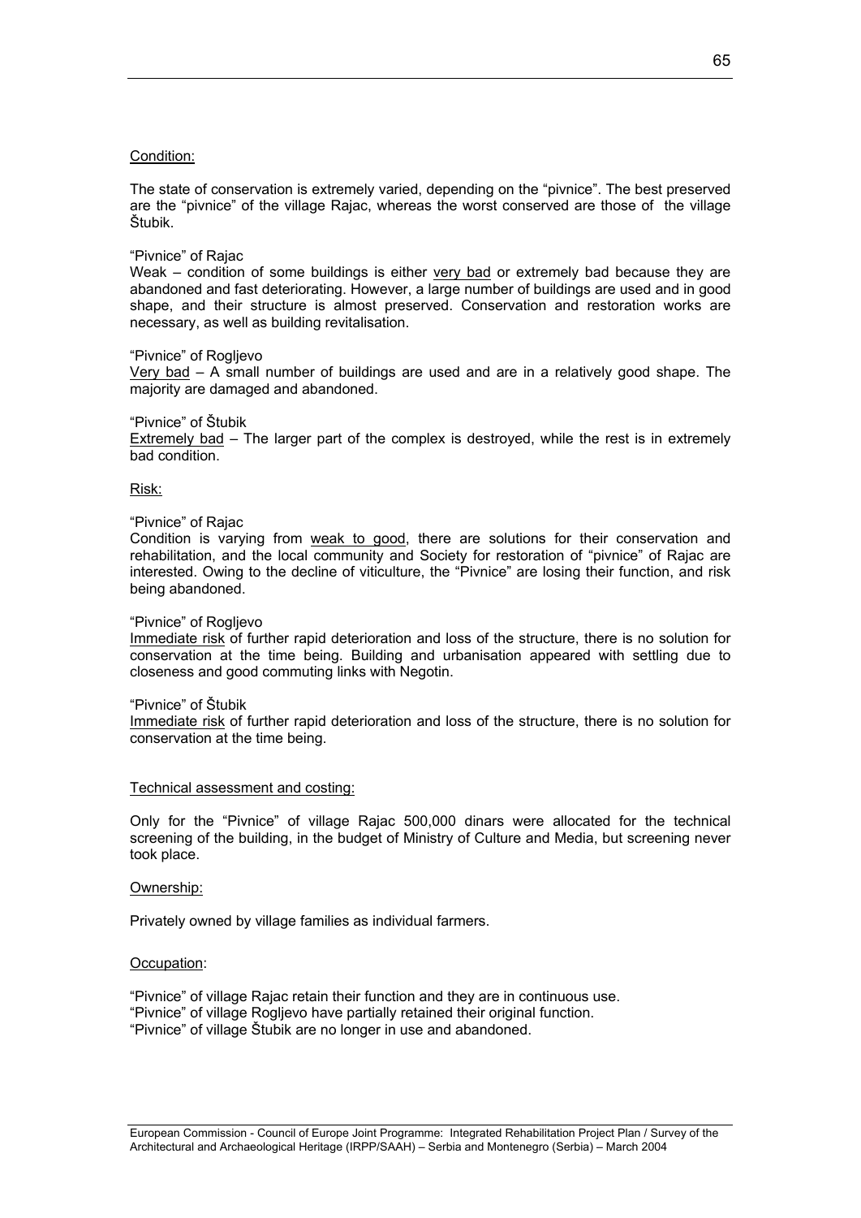Condition:

The state of conservation is extremely varied, depending on the "pivnice". The best preserved are the "pivnice" of the village Rajac, whereas the worst conserved are those of the village Štubik.

"Pivnice" of Rajac
Weak – condition of some buildings is either very bad or extremely bad because they are abandoned and fast deteriorating. However, a large number of buildings are used and in good shape, and their structure is almost preserved. Conservation and restoration works are necessary, as well as building revitalisation.

"Pivnice" of Rogljevo
Very bad – A small number of buildings are used and are in a relatively good shape. The majority are damaged and abandoned.

"Pivnice" of Štubik
Extremely bad – The larger part of the complex is destroyed, while the rest is in extremely bad condition.

Risk:

"Pivnice" of Rajac
Condition is varying from weak to good, there are solutions for their conservation and rehabilitation, and the local community and Society for restoration of "pivnice" of Rajac are interested. Owing to the decline of viticulture, the "Pivnice" are losing their function, and risk being abandoned.

"Pivnice" of Rogljevo
Immediate risk of further rapid deterioration and loss of the structure, there is no solution for conservation at the time being. Building and urbanisation appeared with settling due to closeness and good commuting links with Negotin.

"Pivnice" of Štubik
Immediate risk of further rapid deterioration and loss of the structure, there is no solution for conservation at the time being.

Technical assessment and costing:

Only for the "Pivnice" of village Rajac 500,000 dinars were allocated for the technical screening of the building, in the budget of Ministry of Culture and Media, but screening never took place.

Ownership:

Privately owned by village families as individual farmers.

Occupation:

"Pivnice" of village Rajac retain their function and they are in continuous use.
"Pivnice" of village Rogljevo have partially retained their original function.
"Pivnice" of village Štubik are no longer in use and abandoned.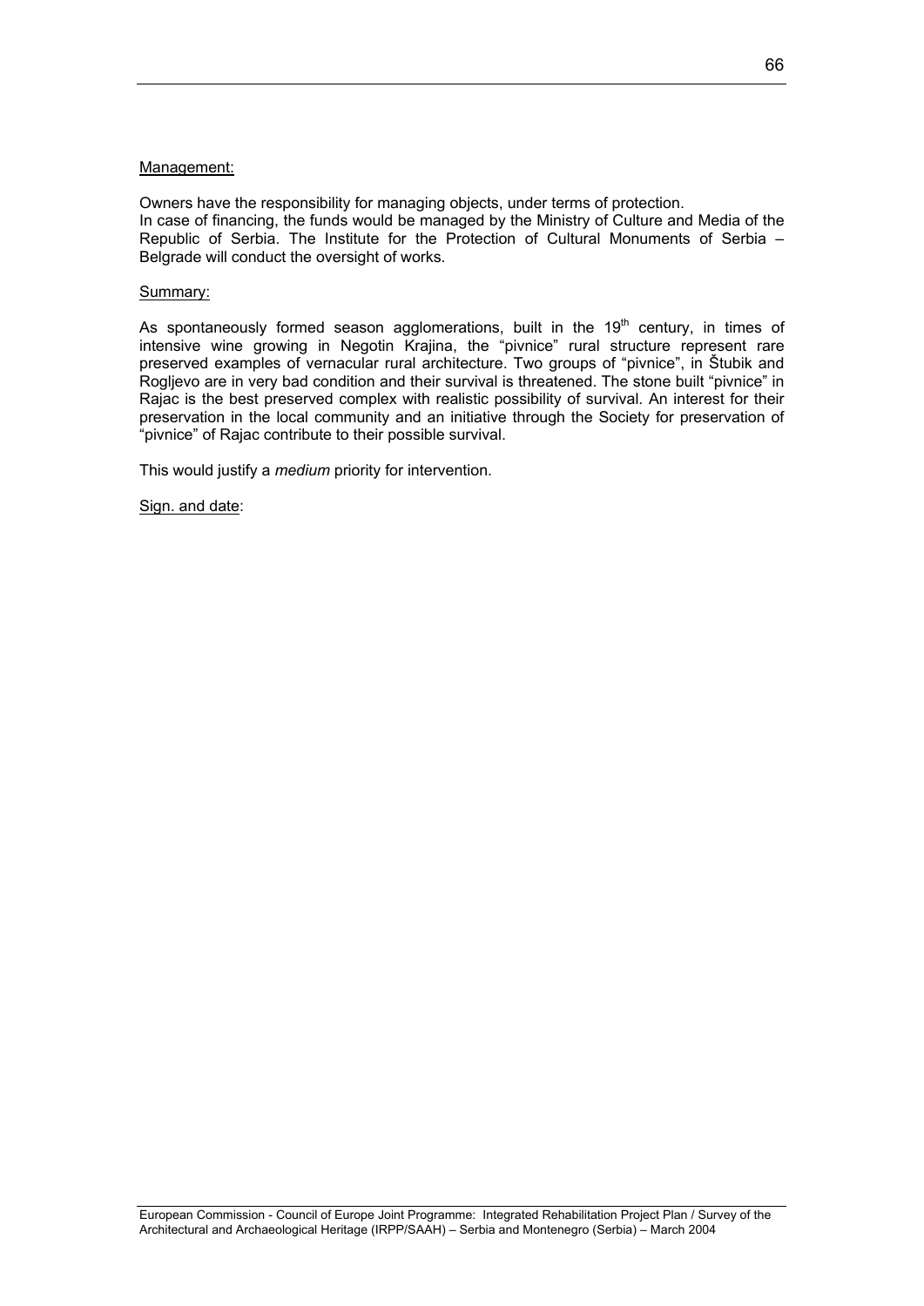Management:

Owners have the responsibility for managing objects, under terms of protection.
In case of financing, the funds would be managed by the Ministry of Culture and Media of the Republic of Serbia. The Institute for the Protection of Cultural Monuments of Serbia – Belgrade will conduct the oversight of works.

Summary:

As spontaneously formed season agglomerations, built in the 19th century, in times of intensive wine growing in Negotin Krajina, the “pivnice” rural structure represent rare preserved examples of vernacular rural architecture. Two groups of “pivnice”, in Štubik and Rogljevo are in very bad condition and their survival is threatened. The stone built “pivnice” in Rajac is the best preserved complex with realistic possibility of survival. An interest for their preservation in the local community and an initiative through the Society for preservation of “pivnice” of Rajac contribute to their possible survival.

This would justify a *medium* priority for intervention.

Sign. and date: